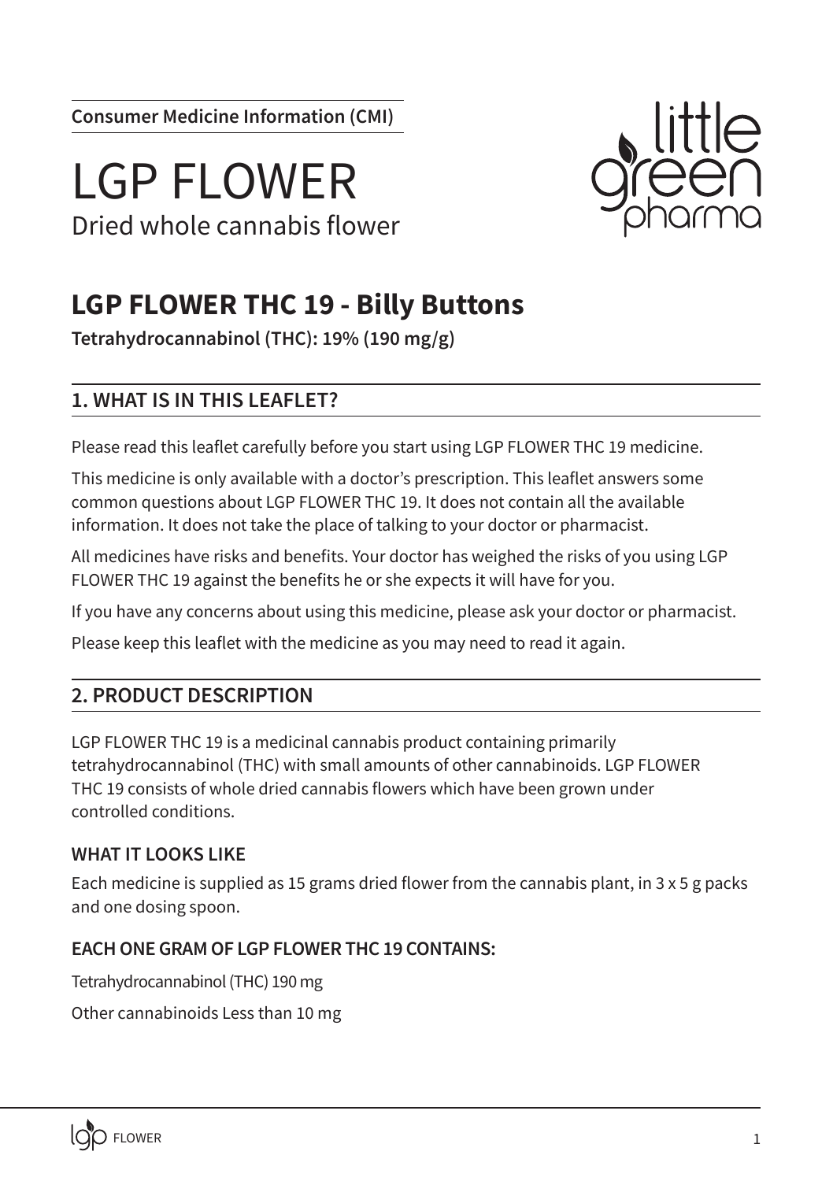Consumer Medicine Information (CMI)

# LGP FLOWER

Dried whole cannabis flower

## LGP FLOWER THC 19 - Billy Buttons

**Tetrahydrocannabinol (THC): 19% (190 mg/g)**

### 1. WHAT IS IN THIS LEAFLET?

Please read this leaflet carefully before you start using LGP FLOWER THC 19 medicine.

This medicine is only available with a doctor's prescription. This leaflet answers some common questions about LGP FLOWER THC 19. It does not contain all the available information. It does not take the place of talking to your doctor or pharmacist.

All medicines have risks and benefits. Your doctor has weighed the risks of you using LGP FLOWER THC 19 against the benefits he or she expects it will have for you.

If you have any concerns about using this medicine, please ask your doctor or pharmacist.

Please keep this leaflet with the medicine as you may need to read it again.

### 2. PRODUCT DESCRIPTION

LGP FLOWER THC 19 is a medicinal cannabis product containing primarily tetrahydrocannabinol (THC) with small amounts of other cannabinoids. LGP FLOWER THC 19 consists of whole dried cannabis flowers which have been grown under controlled conditions.

#### WHAT IT LOOKS LIKE

Each medicine is supplied as 15 grams dried flower from the cannabis plant, in 3 x 5 g packs and one dosing spoon.

#### EACH ONE GRAM OF LGP FLOWER THC 19 CONTAINS:

Tetrahydrocannabinol (THC) 190 mg

Other cannabinoids Less than 10 mg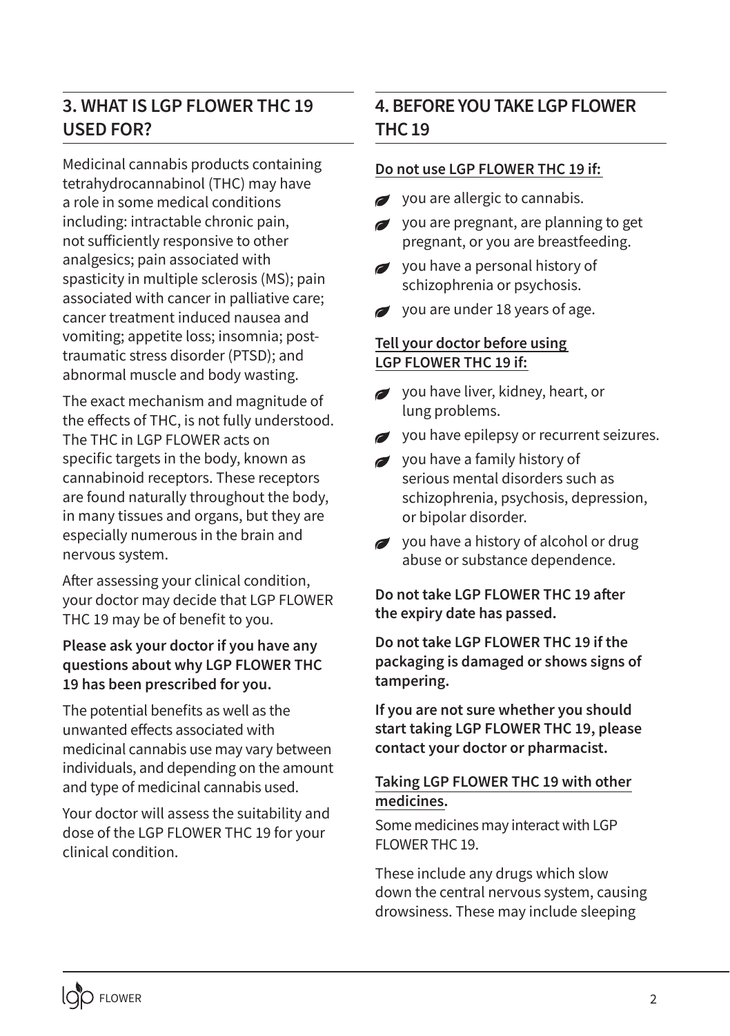## 3. WHAT IS LGP FLOWER THC 19 USED FOR?

Medicinal cannabis products containing tetrahydrocannabinol (THC) may have a role in some medical conditions including: intractable chronic pain, not sufficiently responsive to other analgesics; pain associated with spasticity in multiple sclerosis (MS); pain associated with cancer in palliative care; cancer treatment induced nausea and vomiting; appetite loss; insomnia; post-traumatic stress disorder (PTSD); and abnormal muscle and body wasting.

The exact mechanism and magnitude of the effects of THC, is not fully understood. The THC in LGP FLOWER acts on specific targets in the body, known as cannabinoid receptors. These receptors are found naturally throughout the body, in many tissues and organs, but they are especially numerous in the brain and nervous system.

After assessing your clinical condition, your doctor may decide that LGP FLOWER THC 19 may be of benefit to you.

**Please ask your doctor if you have any questions about why LGP FLOWER THC 19 has been prescribed for you.**

The potential benefits as well as the unwanted effects associated with medicinal cannabis use may vary between individuals, and depending on the amount and type of medicinal cannabis used.

Your doctor will assess the suitability and dose of the LGP FLOWER THC 19 for your clinical condition.

## 4. BEFORE YOU TAKE LGP FLOWER THC 19

**Do not use LGP FLOWER THC 19 if:**

- you are allergic to cannabis.
- you are pregnant, are planning to get pregnant, or you are breastfeeding.
- you have a personal history of schizophrenia or psychosis.
- you are under 18 years of age.

**Tell your doctor before using LGP FLOWER THC 19 if:**

- you have liver, kidney, heart, or lung problems.
- you have epilepsy or recurrent seizures.
- you have a family history of serious mental disorders such as schizophrenia, psychosis, depression, or bipolar disorder.
- you have a history of alcohol or drug abuse or substance dependence.

**Do not take LGP FLOWER THC 19 after the expiry date has passed.**

**Do not take LGP FLOWER THC 19 if the packaging is damaged or shows signs of tampering.**

**If you are not sure whether you should start taking LGP FLOWER THC 19, please contact your doctor or pharmacist.**

**Taking LGP FLOWER THC 19 with other medicines.**

Some medicines may interact with LGP FLOWER THC 19.

These include any drugs which slow down the central nervous system, causing drowsiness. These may include sleeping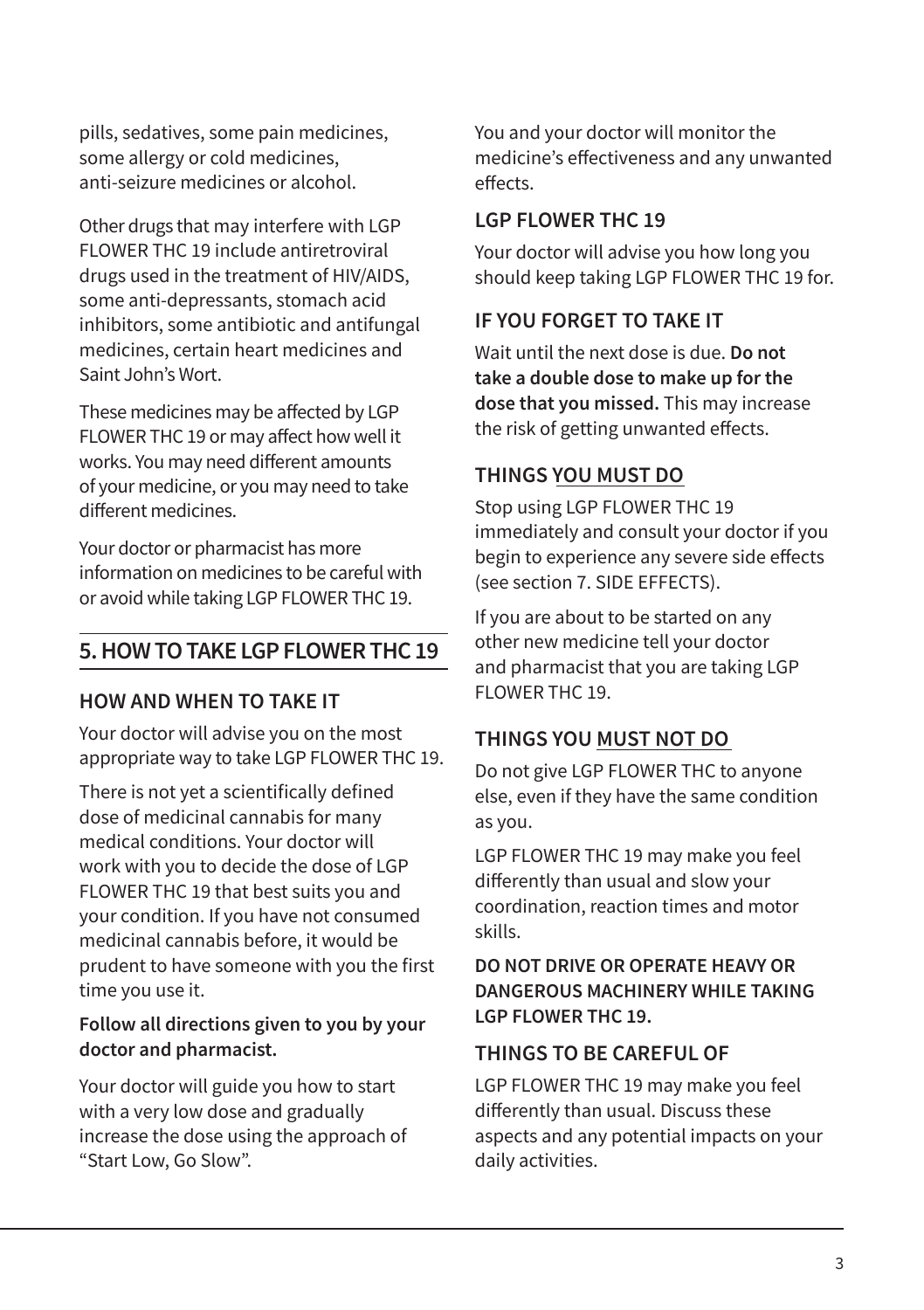pills, sedatives, some pain medicines, some allergy or cold medicines, anti-seizure medicines or alcohol.

Other drugs that may interfere with LGP FLOWER THC 19 include antiretroviral drugs used in the treatment of HIV/AIDS, some anti-depressants, stomach acid inhibitors, some antibiotic and antifungal medicines, certain heart medicines and Saint John's Wort.

These medicines may be affected by LGP FLOWER THC 19 or may affect how well it works. You may need different amounts of your medicine, or you may need to take different medicines.

Your doctor or pharmacist has more information on medicines to be careful with or avoid while taking LGP FLOWER THC 19.

## 5. HOW TO TAKE LGP FLOWER THC 19

### HOW AND WHEN TO TAKE IT

Your doctor will advise you on the most appropriate way to take LGP FLOWER THC 19.

There is not yet a scientifically defined dose of medicinal cannabis for many medical conditions. Your doctor will work with you to decide the dose of LGP FLOWER THC 19 that best suits you and your condition. If you have not consumed medicinal cannabis before, it would be prudent to have someone with you the first time you use it.

**Follow all directions given to you by your doctor and pharmacist.**

Your doctor will guide you how to start with a very low dose and gradually increase the dose using the approach of "Start Low, Go Slow".

You and your doctor will monitor the medicine's effectiveness and any unwanted effects.

### LGP FLOWER THC 19

Your doctor will advise you how long you should keep taking LGP FLOWER THC 19 for.

### IF YOU FORGET TO TAKE IT

Wait until the next dose is due. **Do not take a double dose to make up for the dose that you missed.** This may increase the risk of getting unwanted effects.

### THINGS YOU MUST DO

Stop using LGP FLOWER THC 19 immediately and consult your doctor if you begin to experience any severe side effects (see section 7. SIDE EFFECTS).

If you are about to be started on any other new medicine tell your doctor and pharmacist that you are taking LGP FLOWER THC 19.

### THINGS YOU MUST NOT DO

Do not give LGP FLOWER THC to anyone else, even if they have the same condition as you.

LGP FLOWER THC 19 may make you feel differently than usual and slow your coordination, reaction times and motor skills.

**DO NOT DRIVE OR OPERATE HEAVY OR DANGEROUS MACHINERY WHILE TAKING LGP FLOWER THC 19.**

### THINGS TO BE CAREFUL OF

LGP FLOWER THC 19 may make you feel differently than usual. Discuss these aspects and any potential impacts on your daily activities.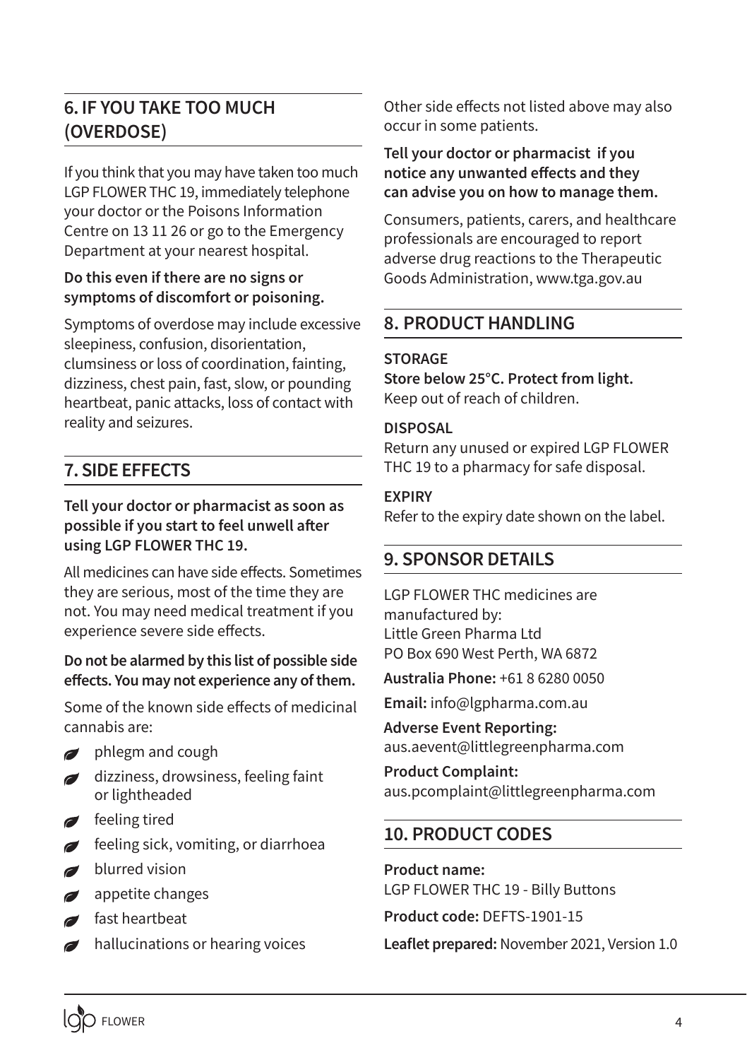## 6. IF YOU TAKE TOO MUCH (OVERDOSE)

If you think that you may have taken too much LGP FLOWER THC 19, immediately telephone your doctor or the Poisons Information Centre on 13 11 26 or go to the Emergency Department at your nearest hospital.

**Do this even if there are no signs or symptoms of discomfort or poisoning.**

Symptoms of overdose may include excessive sleepiness, confusion, disorientation, clumsiness or loss of coordination, fainting, dizziness, chest pain, fast, slow, or pounding heartbeat, panic attacks, loss of contact with reality and seizures.

## 7. SIDE EFFECTS

**Tell your doctor or pharmacist as soon as possible if you start to feel unwell after using LGP FLOWER THC 19.**

All medicines can have side effects. Sometimes they are serious, most of the time they are not. You may need medical treatment if you experience severe side effects.

**Do not be alarmed by this list of possible side effects. You may not experience any of them.**

Some of the known side effects of medicinal cannabis are:

- phlegm and cough
- dizziness, drowsiness, feeling faint or lightheaded
- feeling tired
- feeling sick, vomiting, or diarrhoea
- blurred vision
- appetite changes
- fast heartbeat
- hallucinations or hearing voices

Other side effects not listed above may also occur in some patients.

**Tell your doctor or pharmacist if you notice any unwanted effects and they can advise you on how to manage them.**

Consumers, patients, carers, and healthcare professionals are encouraged to report adverse drug reactions to the Therapeutic Goods Administration, www.tga.gov.au

## 8. PRODUCT HANDLING

**STORAGE**
**Store below 25°C. Protect from light.**
Keep out of reach of children.

**DISPOSAL**
Return any unused or expired LGP FLOWER THC 19 to a pharmacy for safe disposal.

**EXPIRY**
Refer to the expiry date shown on the label.

## 9. SPONSOR DETAILS

LGP FLOWER THC medicines are manufactured by:
Little Green Pharma Ltd
PO Box 690 West Perth, WA 6872

**Australia Phone:** +61 8 6280 0050

**Email:** info@lgpharma.com.au

**Adverse Event Reporting:**
aus.aevent@littlegreenpharma.com

**Product Complaint:**
aus.pcomplaint@littlegreenpharma.com

## 10. PRODUCT CODES

**Product name:**
LGP FLOWER THC 19 - Billy Buttons

**Product code:** DEFTS-1901-15

**Leaflet prepared:** November 2021, Version 1.0